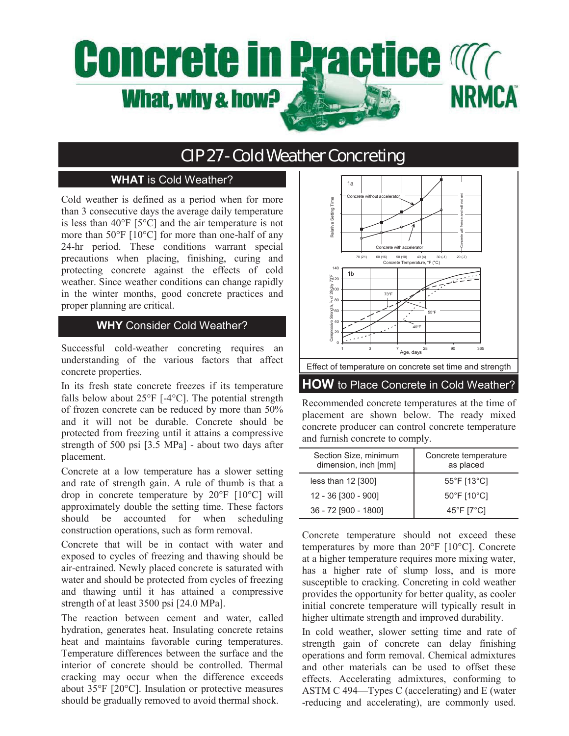# Concrete in Practice

## What, why & how?

NRMCA

# CIP 27 - Cold Weather Concreting

## WHAT is Cold Weather?

Cold weather is defined as a period when for more than 3 consecutive days the average daily temperature is less than 40°F [5°C] and the air temperature is not more than 50°F [10°C] for more than one-half of any 24-hr period. These conditions warrant special precautions when placing, finishing, curing and protecting concrete against the effects of cold weather. Since weather conditions can change rapidly in the winter months, good concrete practices and proper planning are critical.

## WHY Consider Cold Weather?

Successful cold-weather concreting requires an understanding of the various factors that affect concrete properties.

In its fresh state concrete freezes if its temperature falls below about 25°F [-4°C]. The potential strength of frozen concrete can be reduced by more than 50% and it will not be durable. Concrete should be protected from freezing until it attains a compressive strength of 500 psi [3.5 MPa] - about two days after placement.

Concrete at a low temperature has a slower setting and rate of strength gain. A rule of thumb is that a drop in concrete temperature by 20°F [10°C] will approximately double the setting time. These factors should be accounted for when scheduling construction operations, such as form removal.

Concrete that will be in contact with water and exposed to cycles of freezing and thawing should be air-entrained. Newly placed concrete is saturated with water and should be protected from cycles of freezing and thawing until it has attained a compressive strength of at least 3500 psi [24.0 MPa].

The reaction between cement and water, called hydration, generates heat. Insulating concrete retains heat and maintains favorable curing temperatures. Temperature differences between the surface and the interior of concrete should be controlled. Thermal cracking may occur when the difference exceeds about 35°F [20°C]. Insulation or protective measures should be gradually removed to avoid thermal shock.

Effect of temperature on concrete set time and strength

## HOW to Place Concrete in Cold Weather?

Recommended concrete temperatures at the time of placement are shown below. The ready mixed concrete producer can control concrete temperature and furnish concrete to comply.

| Section Size, minimum dimension, inch [mm] | Concrete temperature as placed |
|---|---|
| less than 12 [300] | 55°F [13°C] |
| 12 - 36 [300 - 900] | 50°F [10°C] |
| 36 - 72 [900 - 1800] | 45°F [7°C] |

Concrete temperature should not exceed these temperatures by more than 20°F [10°C]. Concrete at a higher temperature requires more mixing water, has a higher rate of slump loss, and is more susceptible to cracking. Concreting in cold weather provides the opportunity for better quality, as cooler initial concrete temperature will typically result in higher ultimate strength and improved durability.

In cold weather, slower setting time and rate of strength gain of concrete can delay finishing operations and form removal. Chemical admixtures and other materials can be used to offset these effects. Accelerating admixtures, conforming to ASTM C 494—Types C (accelerating) and E (water -reducing and accelerating), are commonly used.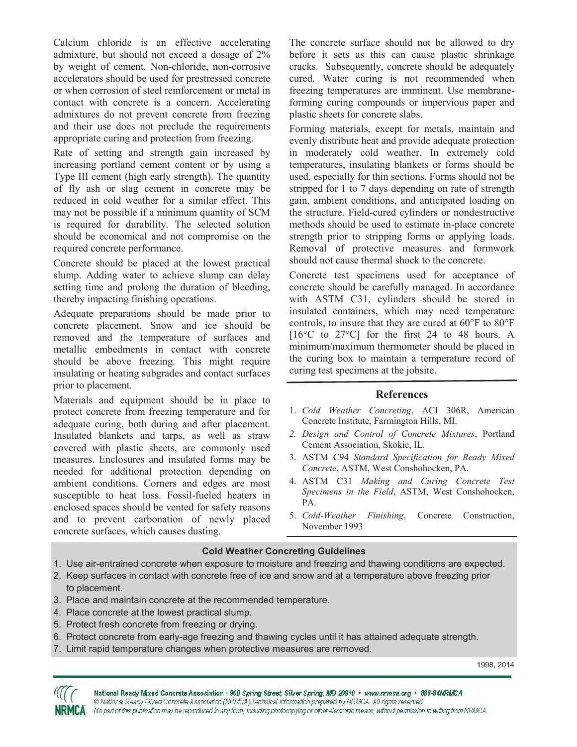Calcium chloride is an effective accelerating admixture, but should not exceed a dosage of 2% by weight of cement. Non-chloride, non-corrosive accelerators should be used for prestressed concrete or when corrosion of steel reinforcement or metal in contact with concrete is a concern. Accelerating admixtures do not prevent concrete from freezing and their use does not preclude the requirements appropriate curing and protection from freezing.

Rate of setting and strength gain increased by increasing portland cement content or by using a Type III cement (high early strength). The quantity of fly ash or slag cement in concrete may be reduced in cold weather for a similar effect. This may not be possible if a minimum quantity of SCM is required for durability. The selected solution should be economical and not compromise on the required concrete performance.

Concrete should be placed at the lowest practical slump. Adding water to achieve slump can delay setting time and prolong the duration of bleeding, thereby impacting finishing operations.

Adequate preparations should be made prior to concrete placement. Snow and ice should be removed and the temperature of surfaces and metallic embedments in contact with concrete should be above freezing. This might require insulating or heating subgrades and contact surfaces prior to placement.

Materials and equipment should be in place to protect concrete from freezing temperature and for adequate curing, both during and after placement. Insulated blankets and tarps, as well as straw covered with plastic sheets, are commonly used measures. Enclosures and insulated forms may be needed for additional protection depending on ambient conditions. Corners and edges are most susceptible to heat loss. Fossil-fueled heaters in enclosed spaces should be vented for safety reasons and to prevent carbonation of newly placed concrete surfaces, which causes dusting.

The concrete surface should not be allowed to dry before it sets as this can cause plastic shrinkage cracks. Subsequently, concrete should be adequately cured. Water curing is not recommended when freezing temperatures are imminent. Use membrane-forming curing compounds or impervious paper and plastic sheets for concrete slabs.

Forming materials, except for metals, maintain and evenly distribute heat and provide adequate protection in moderately cold weather. In extremely cold temperatures, insulating blankets or forms should be used, especially for thin sections. Forms should not be stripped for 1 to 7 days depending on rate of strength gain, ambient conditions, and anticipated loading on the structure. Field-cured cylinders or nondestructive methods should be used to estimate in-place concrete strength prior to stripping forms or applying loads. Removal of protective measures and formwork should not cause thermal shock to the concrete.

Concrete test specimens used for acceptance of concrete should be carefully managed. In accordance with ASTM C31, cylinders should be stored in insulated containers, which may need temperature controls, to insure that they are cured at 60°F to 80°F [16°C to 27°C] for the first 24 to 48 hours. A minimum/maximum thermometer should be placed in the curing box to maintain a temperature record of curing test specimens at the jobsite.

## References

1. *Cold Weather Concreting*, ACI 306R, American Concrete Institute, Farmington Hills, MI.
2. *Design and Control of Concrete Mixtures*, Portland Cement Association, Skokie, IL.
3. ASTM C94 *Standard Specification for Ready Mixed Concrete*, ASTM, West Conshohocken, PA.
4. ASTM C31 *Making and Curing Concrete Test Specimens in the Field*, ASTM, West Conshohocken, PA.
5. *Cold-Weather Finishing*, Concrete Construction, November 1993

**Cold Weather Concreting Guidelines**

1. Use air-entrained concrete when exposure to moisture and freezing and thawing conditions are expected.
2. Keep surfaces in contact with concrete free of ice and snow and at a temperature above freezing prior to placement.
3. Place and maintain concrete at the recommended temperature.
4. Place concrete at the lowest practical slump.
5. Protect fresh concrete from freezing or drying.
6. Protect concrete from early-age freezing and thawing cycles until it has attained adequate strength.
7. Limit rapid temperature changes when protective measures are removed.

1998, 2014

National Ready Mixed Concrete Association • 900 Spring Street, Silver Spring, MD 20910 • www.nrmca.org • 888-84NRMCA
© National Ready Mixed Concrete Association (NRMCA). Technical information prepared by NRMCA. All rights reserved.
No part of this publication may be reproduced in any form, including photocopying or other electronic means, without permission in writing from NRMCA.